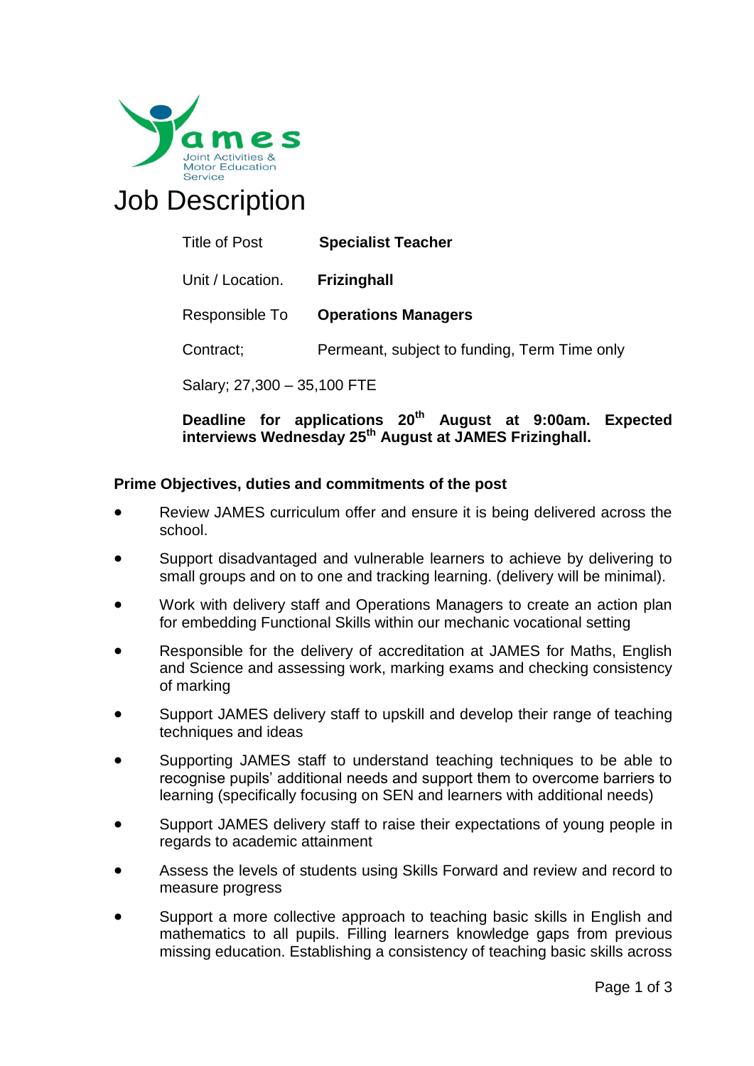James
Joint Activities & Motor Education Service

# Job Description

| Title of Post | **Specialist Teacher** |
|---|---|
| Unit / Location. | **Frizinghall** |
| Responsible To | **Operations Managers** |
| Contract; | Permeant, subject to funding, Term Time only |

Salary; 27,300 – 35,100 FTE

**Deadline for applications 20th August at 9:00am. Expected interviews Wednesday 25th August at JAMES Frizinghall.**

## Prime Objectives, duties and commitments of the post

- Review JAMES curriculum offer and ensure it is being delivered across the school.
- Support disadvantaged and vulnerable learners to achieve by delivering to small groups and on to one and tracking learning. (delivery will be minimal).
- Work with delivery staff and Operations Managers to create an action plan for embedding Functional Skills within our mechanic vocational setting
- Responsible for the delivery of accreditation at JAMES for Maths, English and Science and assessing work, marking exams and checking consistency of marking
- Support JAMES delivery staff to upskill and develop their range of teaching techniques and ideas
- Supporting JAMES staff to understand teaching techniques to be able to recognise pupils' additional needs and support them to overcome barriers to learning (specifically focusing on SEN and learners with additional needs)
- Support JAMES delivery staff to raise their expectations of young people in regards to academic attainment
- Assess the levels of students using Skills Forward and review and record to measure progress
- Support a more collective approach to teaching basic skills in English and mathematics to all pupils. Filling learners knowledge gaps from previous missing education. Establishing a consistency of teaching basic skills across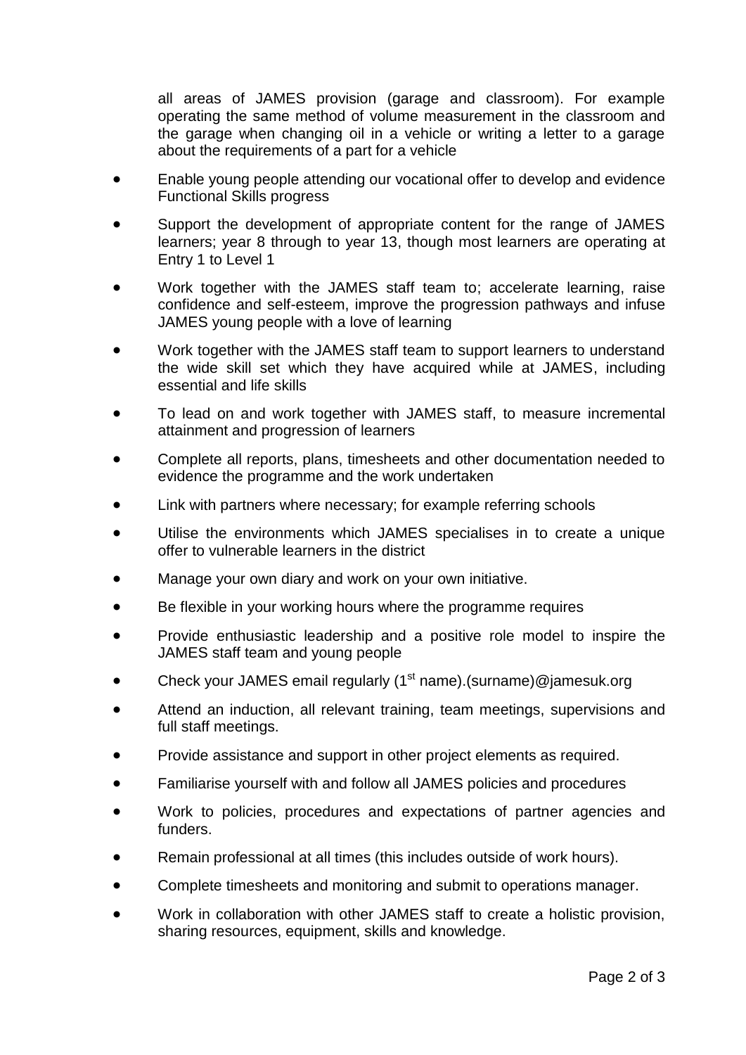all areas of JAMES provision (garage and classroom). For example operating the same method of volume measurement in the classroom and the garage when changing oil in a vehicle or writing a letter to a garage about the requirements of a part for a vehicle

- Enable young people attending our vocational offer to develop and evidence Functional Skills progress
- Support the development of appropriate content for the range of JAMES learners; year 8 through to year 13, though most learners are operating at Entry 1 to Level 1
- Work together with the JAMES staff team to; accelerate learning, raise confidence and self-esteem, improve the progression pathways and infuse JAMES young people with a love of learning
- Work together with the JAMES staff team to support learners to understand the wide skill set which they have acquired while at JAMES, including essential and life skills
- To lead on and work together with JAMES staff, to measure incremental attainment and progression of learners
- Complete all reports, plans, timesheets and other documentation needed to evidence the programme and the work undertaken
- Link with partners where necessary; for example referring schools
- Utilise the environments which JAMES specialises in to create a unique offer to vulnerable learners in the district
- Manage your own diary and work on your own initiative.
- Be flexible in your working hours where the programme requires
- Provide enthusiastic leadership and a positive role model to inspire the JAMES staff team and young people
- Check your JAMES email regularly (1st name).(surname)@jamesuk.org
- Attend an induction, all relevant training, team meetings, supervisions and full staff meetings.
- Provide assistance and support in other project elements as required.
- Familiarise yourself with and follow all JAMES policies and procedures
- Work to policies, procedures and expectations of partner agencies and funders.
- Remain professional at all times (this includes outside of work hours).
- Complete timesheets and monitoring and submit to operations manager.
- Work in collaboration with other JAMES staff to create a holistic provision, sharing resources, equipment, skills and knowledge.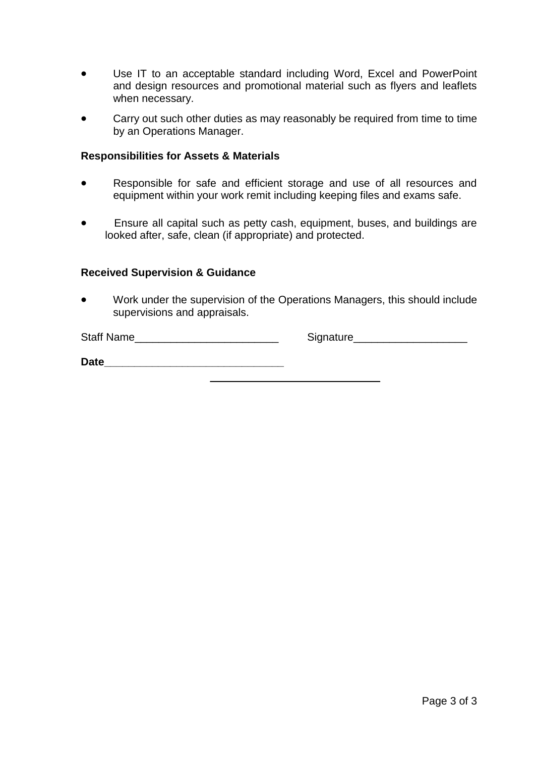- Use IT to an acceptable standard including Word, Excel and PowerPoint and design resources and promotional material such as flyers and leaflets when necessary.
- Carry out such other duties as may reasonably be required from time to time by an Operations Manager.

**Responsibilities for Assets & Materials**

- Responsible for safe and efficient storage and use of all resources and equipment within your work remit including keeping files and exams safe.
- Ensure all capital such as petty cash, equipment, buses, and buildings are looked after, safe, clean (if appropriate) and protected.

**Received Supervision & Guidance**

- Work under the supervision of the Operations Managers, this should include supervisions and appraisals.

Staff Name________________________ Signature___________________

**Date______________________________**